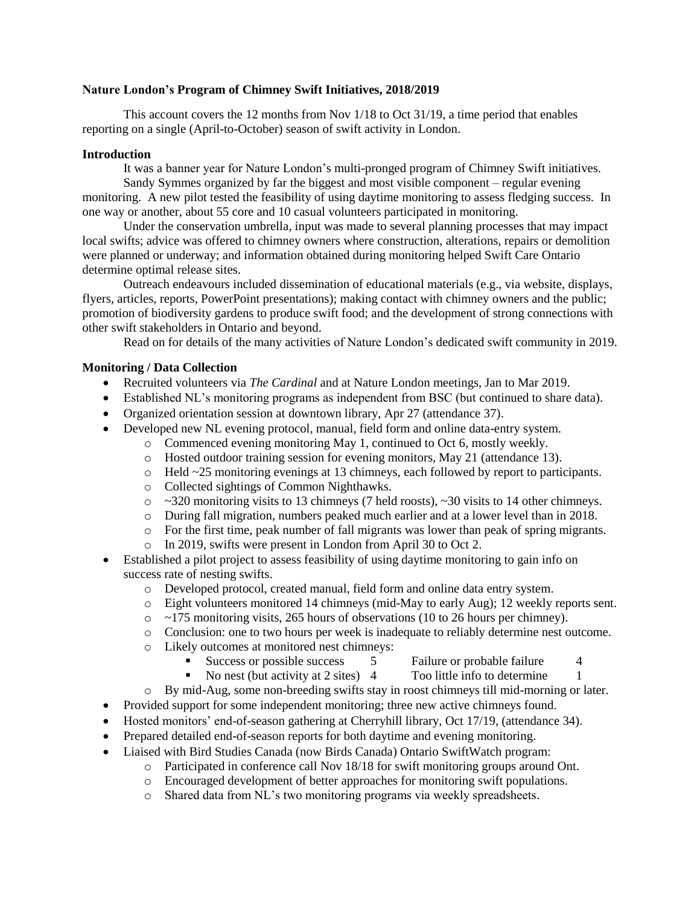**Nature London's Program of Chimney Swift Initiatives, 2018/2019**

This account covers the 12 months from Nov 1/18 to Oct 31/19, a time period that enables reporting on a single (April-to-October) season of swift activity in London.

**Introduction**

It was a banner year for Nature London's multi-pronged program of Chimney Swift initiatives.

Sandy Symmes organized by far the biggest and most visible component – regular evening monitoring. A new pilot tested the feasibility of using daytime monitoring to assess fledging success. In one way or another, about 55 core and 10 casual volunteers participated in monitoring.

Under the conservation umbrella, input was made to several planning processes that may impact local swifts; advice was offered to chimney owners where construction, alterations, repairs or demolition were planned or underway; and information obtained during monitoring helped Swift Care Ontario determine optimal release sites.

Outreach endeavours included dissemination of educational materials (e.g., via website, displays, flyers, articles, reports, PowerPoint presentations); making contact with chimney owners and the public; promotion of biodiversity gardens to produce swift food; and the development of strong connections with other swift stakeholders in Ontario and beyond.

Read on for details of the many activities of Nature London's dedicated swift community in 2019.

**Monitoring / Data Collection**

- Recruited volunteers via *The Cardinal* and at Nature London meetings, Jan to Mar 2019.
- Established NL's monitoring programs as independent from BSC (but continued to share data).
- Organized orientation session at downtown library, Apr 27 (attendance 37).
- Developed new NL evening protocol, manual, field form and online data-entry system.
    - Commenced evening monitoring May 1, continued to Oct 6, mostly weekly.
    - Hosted outdoor training session for evening monitors, May 21 (attendance 13).
    - Held ~25 monitoring evenings at 13 chimneys, each followed by report to participants.
    - Collected sightings of Common Nighthawks.
    - ~320 monitoring visits to 13 chimneys (7 held roosts), ~30 visits to 14 other chimneys.
    - During fall migration, numbers peaked much earlier and at a lower level than in 2018.
    - For the first time, peak number of fall migrants was lower than peak of spring migrants.
    - In 2019, swifts were present in London from April 30 to Oct 2.
- Established a pilot project to assess feasibility of using daytime monitoring to gain info on success rate of nesting swifts.
    - Developed protocol, created manual, field form and online data entry system.
    - Eight volunteers monitored 14 chimneys (mid-May to early Aug); 12 weekly reports sent.
    - ~175 monitoring visits, 265 hours of observations (10 to 26 hours per chimney).
    - Conclusion: one to two hours per week is inadequate to reliably determine nest outcome.
    - Likely outcomes at monitored nest chimneys:
        - Success or possible success 5 &nbsp;&nbsp;&nbsp; Failure or probable failure 4
        - No nest (but activity at 2 sites) 4 &nbsp;&nbsp;&nbsp; Too little info to determine 1
    - By mid-Aug, some non-breeding swifts stay in roost chimneys till mid-morning or later.
- Provided support for some independent monitoring; three new active chimneys found.
- Hosted monitors' end-of-season gathering at Cherryhill library, Oct 17/19, (attendance 34).
- Prepared detailed end-of-season reports for both daytime and evening monitoring.
- Liaised with Bird Studies Canada (now Birds Canada) Ontario SwiftWatch program:
    - Participated in conference call Nov 18/18 for swift monitoring groups around Ont.
    - Encouraged development of better approaches for monitoring swift populations.
    - Shared data from NL's two monitoring programs via weekly spreadsheets.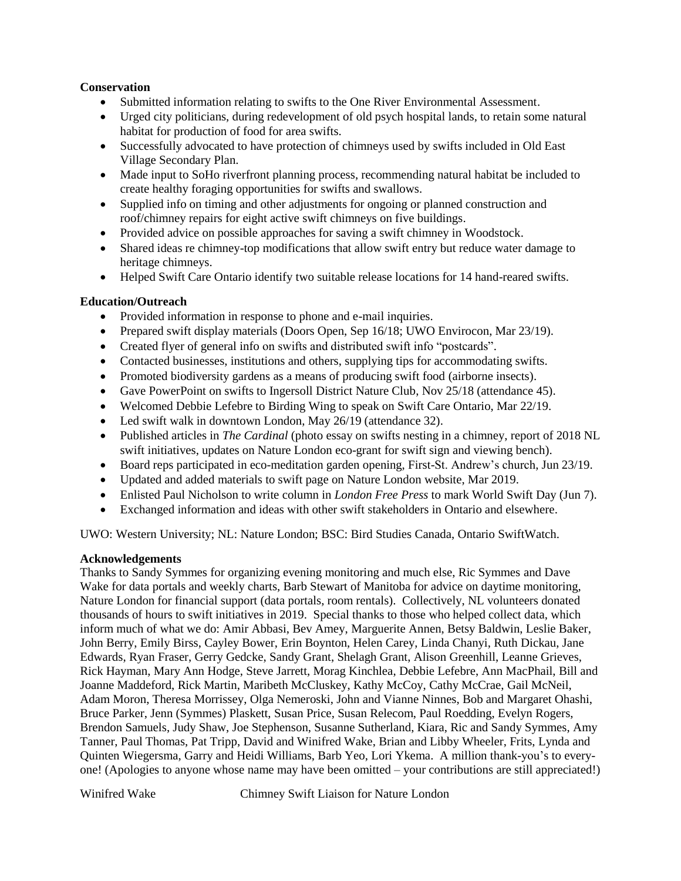**Conservation**

- Submitted information relating to swifts to the One River Environmental Assessment.
- Urged city politicians, during redevelopment of old psych hospital lands, to retain some natural habitat for production of food for area swifts.
- Successfully advocated to have protection of chimneys used by swifts included in Old East Village Secondary Plan.
- Made input to SoHo riverfront planning process, recommending natural habitat be included to create healthy foraging opportunities for swifts and swallows.
- Supplied info on timing and other adjustments for ongoing or planned construction and roof/chimney repairs for eight active swift chimneys on five buildings.
- Provided advice on possible approaches for saving a swift chimney in Woodstock.
- Shared ideas re chimney-top modifications that allow swift entry but reduce water damage to heritage chimneys.
- Helped Swift Care Ontario identify two suitable release locations for 14 hand-reared swifts.

**Education/Outreach**

- Provided information in response to phone and e-mail inquiries.
- Prepared swift display materials (Doors Open, Sep 16/18; UWO Envirocon, Mar 23/19).
- Created flyer of general info on swifts and distributed swift info "postcards".
- Contacted businesses, institutions and others, supplying tips for accommodating swifts.
- Promoted biodiversity gardens as a means of producing swift food (airborne insects).
- Gave PowerPoint on swifts to Ingersoll District Nature Club, Nov 25/18 (attendance 45).
- Welcomed Debbie Lefebre to Birding Wing to speak on Swift Care Ontario, Mar 22/19.
- Led swift walk in downtown London, May 26/19 (attendance 32).
- Published articles in *The Cardinal* (photo essay on swifts nesting in a chimney, report of 2018 NL swift initiatives, updates on Nature London eco-grant for swift sign and viewing bench).
- Board reps participated in eco-meditation garden opening, First-St. Andrew's church, Jun 23/19.
- Updated and added materials to swift page on Nature London website, Mar 2019.
- Enlisted Paul Nicholson to write column in *London Free Press* to mark World Swift Day (Jun 7).
- Exchanged information and ideas with other swift stakeholders in Ontario and elsewhere.

UWO: Western University; NL: Nature London; BSC: Bird Studies Canada, Ontario SwiftWatch.

**Acknowledgements**

Thanks to Sandy Symmes for organizing evening monitoring and much else, Ric Symmes and Dave Wake for data portals and weekly charts, Barb Stewart of Manitoba for advice on daytime monitoring, Nature London for financial support (data portals, room rentals). Collectively, NL volunteers donated thousands of hours to swift initiatives in 2019. Special thanks to those who helped collect data, which inform much of what we do: Amir Abbasi, Bev Amey, Marguerite Annen, Betsy Baldwin, Leslie Baker, John Berry, Emily Birss, Cayley Bower, Erin Boynton, Helen Carey, Linda Chanyi, Ruth Dickau, Jane Edwards, Ryan Fraser, Gerry Gedcke, Sandy Grant, Shelagh Grant, Alison Greenhill, Leanne Grieves, Rick Hayman, Mary Ann Hodge, Steve Jarrett, Morag Kinchlea, Debbie Lefebre, Ann MacPhail, Bill and Joanne Maddeford, Rick Martin, Maribeth McCluskey, Kathy McCoy, Cathy McCrae, Gail McNeil, Adam Moron, Theresa Morrissey, Olga Nemeroski, John and Vianne Ninnes, Bob and Margaret Ohashi, Bruce Parker, Jenn (Symmes) Plaskett, Susan Price, Susan Relecom, Paul Roedding, Evelyn Rogers, Brendon Samuels, Judy Shaw, Joe Stephenson, Susanne Sutherland, Kiara, Ric and Sandy Symmes, Amy Tanner, Paul Thomas, Pat Tripp, David and Winifred Wake, Brian and Libby Wheeler, Frits, Lynda and Quinten Wiegersma, Garry and Heidi Williams, Barb Yeo, Lori Ykema. A million thank-you's to every-one! (Apologies to anyone whose name may have been omitted – your contributions are still appreciated!)

Winifred Wake Chimney Swift Liaison for Nature London